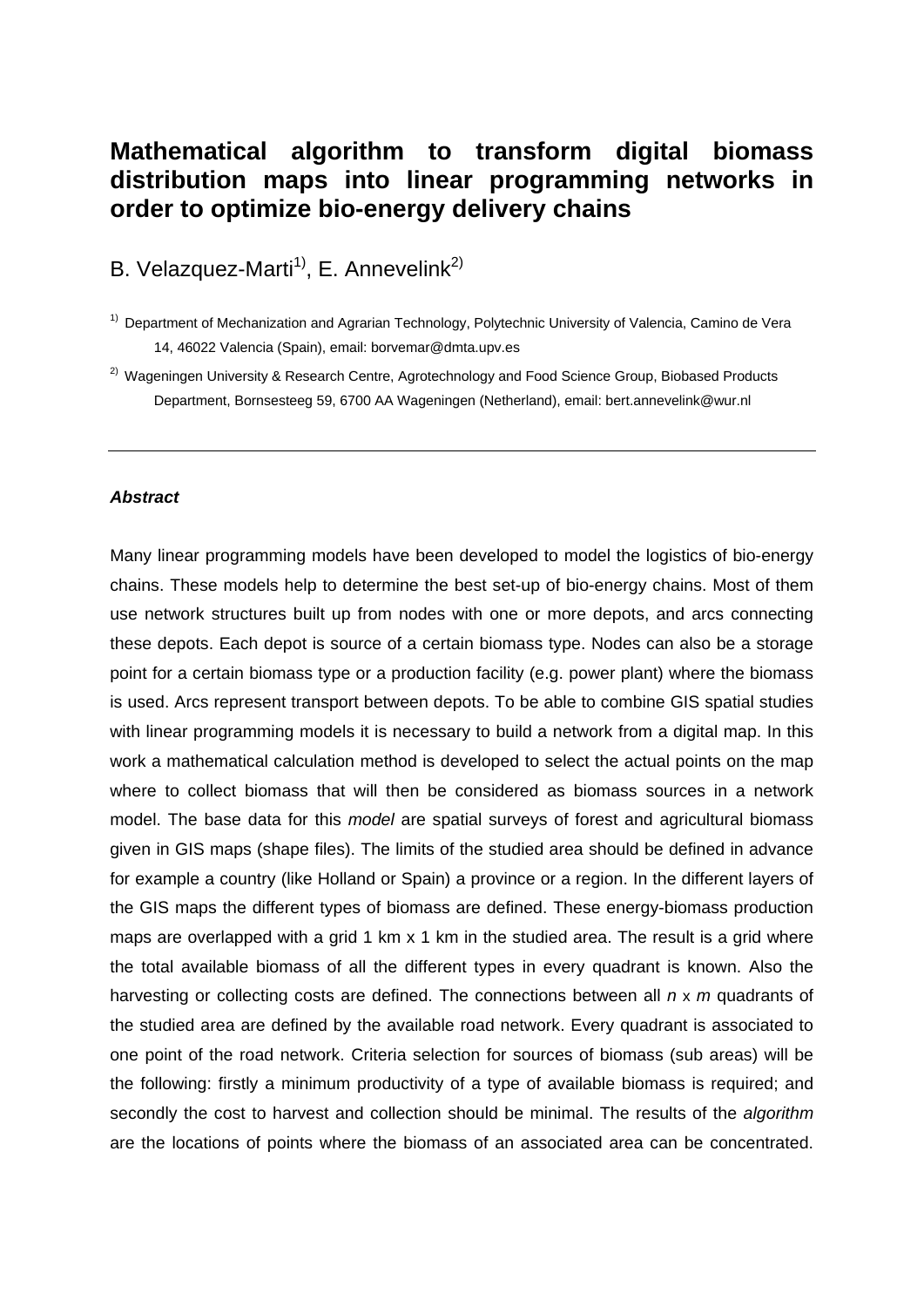# Mathematical algorithm to transform digital biomass distribution maps into linear programming networks in order to optimize bio-energy delivery chains

B. Velazquez-Marti[1)], E. Annevelink[2)]

[1)] Department of Mechanization and Agrarian Technology, Polytechnic University of Valencia, Camino de Vera 14, 46022 Valencia (Spain), email: borvemar@dmta.upv.es

[2)] Wageningen University & Research Centre, Agrotechnology and Food Science Group, Biobased Products Department, Bornsesteeg 59, 6700 AA Wageningen (Netherland), email: bert.annevelink@wur.nl

---

### *Abstract*

Many linear programming models have been developed to model the logistics of bio-energy chains. These models help to determine the best set-up of bio-energy chains. Most of them use network structures built up from nodes with one or more depots, and arcs connecting these depots. Each depot is source of a certain biomass type. Nodes can also be a storage point for a certain biomass type or a production facility (e.g. power plant) where the biomass is used. Arcs represent transport between depots. To be able to combine GIS spatial studies with linear programming models it is necessary to build a network from a digital map. In this work a mathematical calculation method is developed to select the actual points on the map where to collect biomass that will then be considered as biomass sources in a network model. The base data for this *model* are spatial surveys of forest and agricultural biomass given in GIS maps (shape files). The limits of the studied area should be defined in advance for example a country (like Holland or Spain) a province or a region. In the different layers of the GIS maps the different types of biomass are defined. These energy-biomass production maps are overlapped with a grid 1 km x 1 km in the studied area. The result is a grid where the total available biomass of all the different types in every quadrant is known. Also the harvesting or collecting costs are defined. The connections between all $n \times m$ quadrants of the studied area are defined by the available road network. Every quadrant is associated to one point of the road network. Criteria selection for sources of biomass (sub areas) will be the following: firstly a minimum productivity of a type of available biomass is required; and secondly the cost to harvest and collection should be minimal. The results of the *algorithm* are the locations of points where the biomass of an associated area can be concentrated.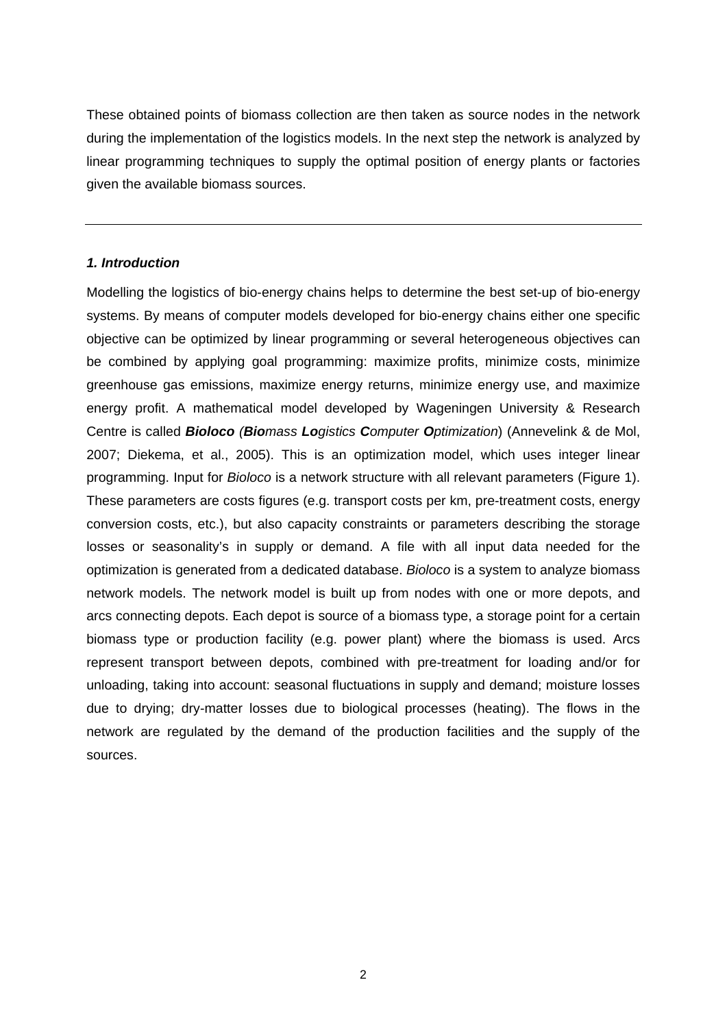These obtained points of biomass collection are then taken as source nodes in the network during the implementation of the logistics models. In the next step the network is analyzed by linear programming techniques to supply the optimal position of energy plants or factories given the available biomass sources.

---

### *1. Introduction*

Modelling the logistics of bio-energy chains helps to determine the best set-up of bio-energy systems. By means of computer models developed for bio-energy chains either one specific objective can be optimized by linear programming or several heterogeneous objectives can be combined by applying goal programming: maximize profits, minimize costs, minimize greenhouse gas emissions, maximize energy returns, minimize energy use, and maximize energy profit. A mathematical model developed by Wageningen University & Research Centre is called ***Bioloco*** *(**Bio**mass **Lo**gistics **C**omputer **O**ptimization*) (Annevelink & de Mol, 2007; Diekema, et al., 2005). This is an optimization model, which uses integer linear programming. Input for *Bioloco* is a network structure with all relevant parameters (Figure 1). These parameters are costs figures (e.g. transport costs per km, pre-treatment costs, energy conversion costs, etc.), but also capacity constraints or parameters describing the storage losses or seasonality's in supply or demand. A file with all input data needed for the optimization is generated from a dedicated database. *Bioloco* is a system to analyze biomass network models. The network model is built up from nodes with one or more depots, and arcs connecting depots. Each depot is source of a biomass type, a storage point for a certain biomass type or production facility (e.g. power plant) where the biomass is used. Arcs represent transport between depots, combined with pre-treatment for loading and/or for unloading, taking into account: seasonal fluctuations in supply and demand; moisture losses due to drying; dry-matter losses due to biological processes (heating). The flows in the network are regulated by the demand of the production facilities and the supply of the sources.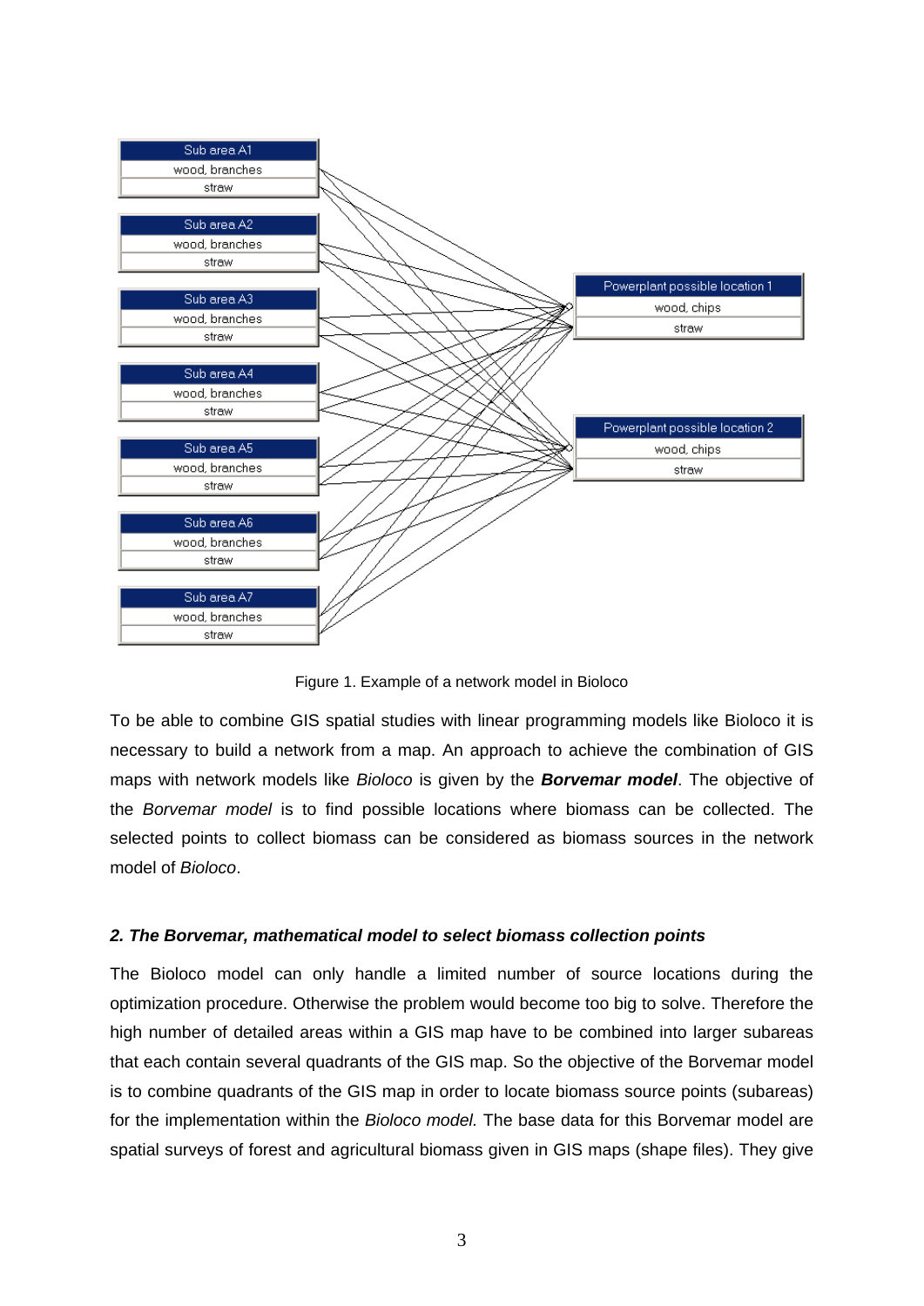Figure 1. Example of a network model in Bioloco

To be able to combine GIS spatial studies with linear programming models like Bioloco it is necessary to build a network from a map. An approach to achieve the combination of GIS maps with network models like *Bioloco* is given by the ***Borvemar model***. The objective of the *Borvemar model* is to find possible locations where biomass can be collected. The selected points to collect biomass can be considered as biomass sources in the network model of *Bioloco*.

### *2. The Borvemar, mathematical model to select biomass collection points*

The Bioloco model can only handle a limited number of source locations during the optimization procedure. Otherwise the problem would become too big to solve. Therefore the high number of detailed areas within a GIS map have to be combined into larger subareas that each contain several quadrants of the GIS map. So the objective of the Borvemar model is to combine quadrants of the GIS map in order to locate biomass source points (subareas) for the implementation within the *Bioloco model.* The base data for this Borvemar model are spatial surveys of forest and agricultural biomass given in GIS maps (shape files). They give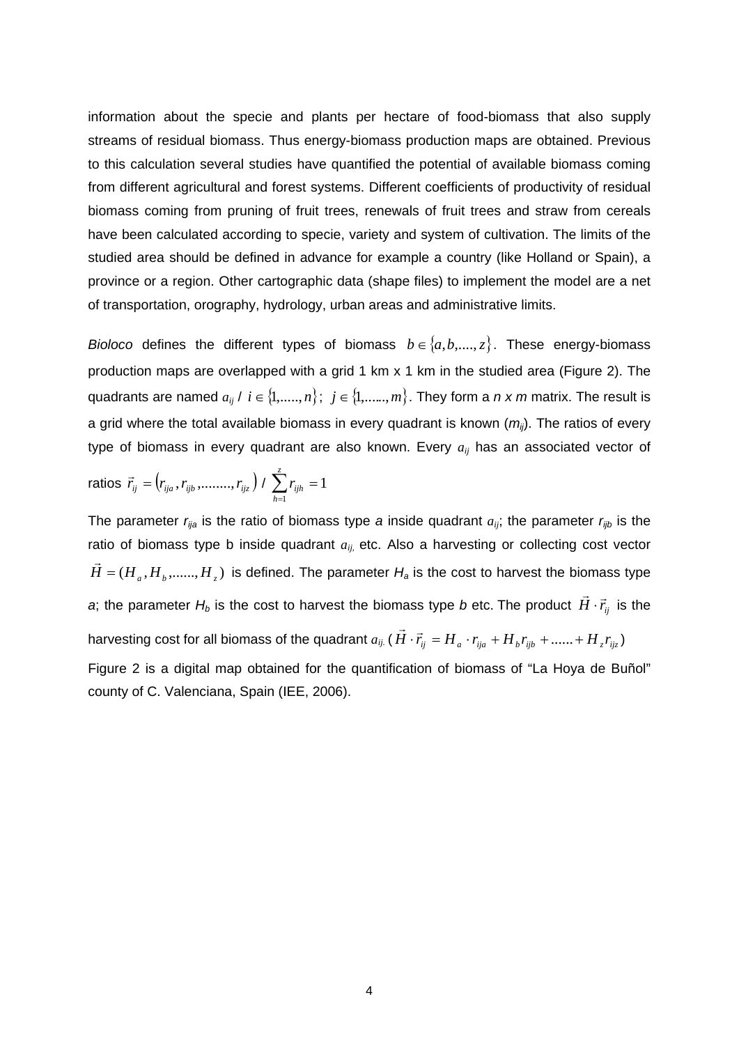information about the specie and plants per hectare of food-biomass that also supply streams of residual biomass. Thus energy-biomass production maps are obtained. Previous to this calculation several studies have quantified the potential of available biomass coming from different agricultural and forest systems. Different coefficients of productivity of residual biomass coming from pruning of fruit trees, renewals of fruit trees and straw from cereals have been calculated according to specie, variety and system of cultivation. The limits of the studied area should be defined in advance for example a country (like Holland or Spain), a province or a region. Other cartographic data (shape files) to implement the model are a net of transportation, orography, hydrology, urban areas and administrative limits.

*Bioloco* defines the different types of biomass $b \in \{a, b, ....., z\}$. These energy-biomass production maps are overlapped with a grid 1 km x 1 km in the studied area (Figure 2). The quadrants are named $a_{ij}$ / $i \in \{1,.....,n\}$; $j \in \{1,......,m\}$. They form a *n x m* matrix. The result is a grid where the total available biomass in every quadrant is known ($m_{ij}$). The ratios of every type of biomass in every quadrant are also known. Every $a_{ij}$ has an associated vector of ratios $\vec{r}_{ij} = (r_{ija}, r_{ijb}, ........, r_{ijz})$ / $\sum_{h=1}^{z} r_{ijh} = 1$

The parameter $r_{ija}$ is the ratio of biomass type *a* inside quadrant $a_{ij}$; the parameter $r_{ijb}$ is the ratio of biomass type b inside quadrant $a_{ij}$, etc. Also a harvesting or collecting cost vector $\vec{H} = (H_a, H_b, ......, H_z)$ is defined. The parameter $H_a$ is the cost to harvest the biomass type *a*; the parameter $H_b$ is the cost to harvest the biomass type *b* etc. The product $\vec{H} \cdot \vec{r}_{ij}$ is the harvesting cost for all biomass of the quadrant $a_{ij}$. ($\vec{H} \cdot \vec{r}_{ij} = H_a \cdot r_{ija} + H_b r_{ijb} + ...... + H_z r_{ijz}$)

Figure 2 is a digital map obtained for the quantification of biomass of "La Hoya de Buñol" county of C. Valenciana, Spain (IEE, 2006).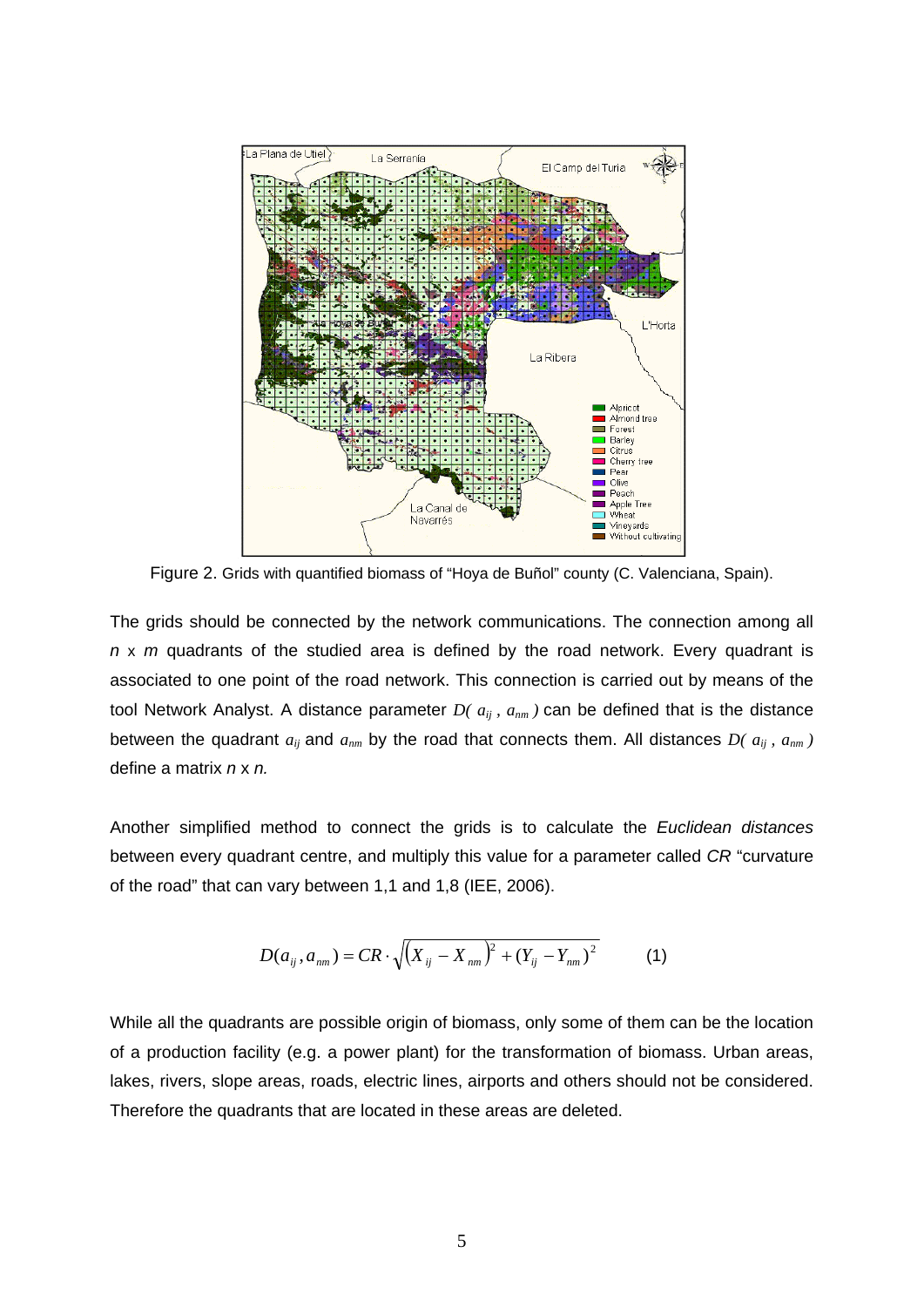Figure 2. Grids with quantified biomass of "Hoya de Buñol" county (C. Valenciana, Spain).

The grids should be connected by the network communications. The connection among all *n* x *m* quadrants of the studied area is defined by the road network. Every quadrant is associated to one point of the road network. This connection is carried out by means of the tool Network Analyst. A distance parameter $D(a_{ij}, a_{nm})$ can be defined that is the distance between the quadrant $a_{ij}$ and $a_{nm}$ by the road that connects them. All distances $D(a_{ij}, a_{nm})$ define a matrix *n* x *n.*

Another simplified method to connect the grids is to calculate the *Euclidean distances* between every quadrant centre, and multiply this value for a parameter called *CR* "curvature of the road" that can vary between 1,1 and 1,8 (IEE, 2006).

$$D(a_{ij}, a_{nm}) = CR \cdot \sqrt{(X_{ij} - X_{nm})^2 + (Y_{ij} - Y_{nm})^2} \qquad (1)$$

While all the quadrants are possible origin of biomass, only some of them can be the location of a production facility (e.g. a power plant) for the transformation of biomass. Urban areas, lakes, rivers, slope areas, roads, electric lines, airports and others should not be considered. Therefore the quadrants that are located in these areas are deleted.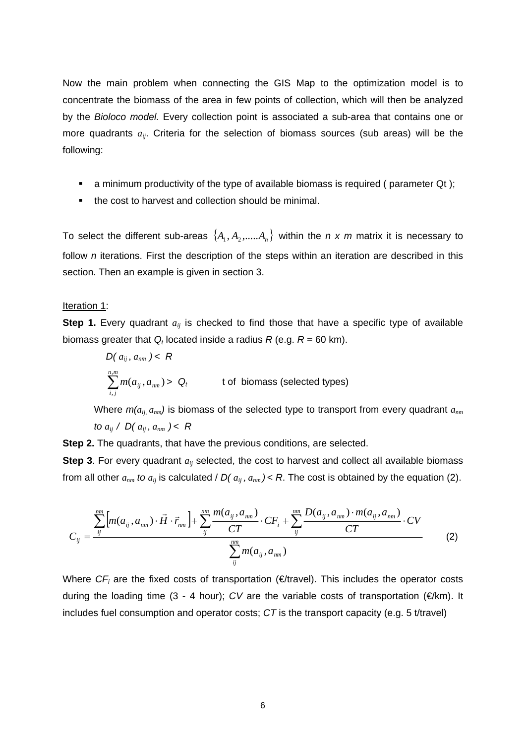Now the main problem when connecting the GIS Map to the optimization model is to concentrate the biomass of the area in few points of collection, which will then be analyzed by the *Bioloco model.* Every collection point is associated a sub-area that contains one or more quadrants $a_{ij}$. Criteria for the selection of biomass sources (sub areas) will be the following:

- a minimum productivity of the type of available biomass is required ( parameter Qt );
- the cost to harvest and collection should be minimal.

To select the different sub-areas $\{A_1, A_2, .....A_n\}$ within the *n x m* matrix it is necessary to follow *n* iterations. First the description of the steps within an iteration are described in this section. Then an example is given in section 3.

<u>Iteration 1</u>:

**Step 1.** Every quadrant $a_{ij}$ is checked to find those that have a specific type of available biomass greater that $Q_t$ located inside a radius $R$ (e.g. $R$ = 60 km).

$$D(a_{ij}, a_{nm}) < R$$

$$\sum_{i,j}^{n,m} m(a_{ij}, a_{nm}) > Q_t \qquad \text{t of biomass (selected types)}$$

Where $m(a_{ij}, a_{nm})$ is biomass of the selected type to transport from every quadrant $a_{nm}$ *to* $a_{ij}$ / $D(a_{ij}, a_{nm}) < R$

**Step 2.** The quadrants, that have the previous conditions, are selected.

**Step 3**. For every quadrant $a_{ij}$ selected, the cost to harvest and collect all available biomass from all other $a_{nm}$ *to* $a_{ij}$ is calculated / $D(a_{ij}, a_{nm}) < R$. The cost is obtained by the equation (2).

$$C_{ij} = \frac{\sum_{ij}^{nm} \left[ m(a_{ij}, a_{nm}) \cdot \vec{H} \cdot \vec{r}_{nm} \right] + \sum_{ij}^{nm} \frac{m(a_{ij}, a_{nm})}{CT} \cdot CF_i + \sum_{ij}^{nm} \frac{D(a_{ij}, a_{nm}) \cdot m(a_{ij}, a_{nm})}{CT} \cdot CV}{\sum_{ij}^{nm} m(a_{ij}, a_{nm})} \qquad (2)$$

Where $CF_i$ are the fixed costs of transportation (€/travel). This includes the operator costs during the loading time (3 - 4 hour); $CV$ are the variable costs of transportation (€/km). It includes fuel consumption and operator costs; $CT$ is the transport capacity (e.g. 5 t/travel)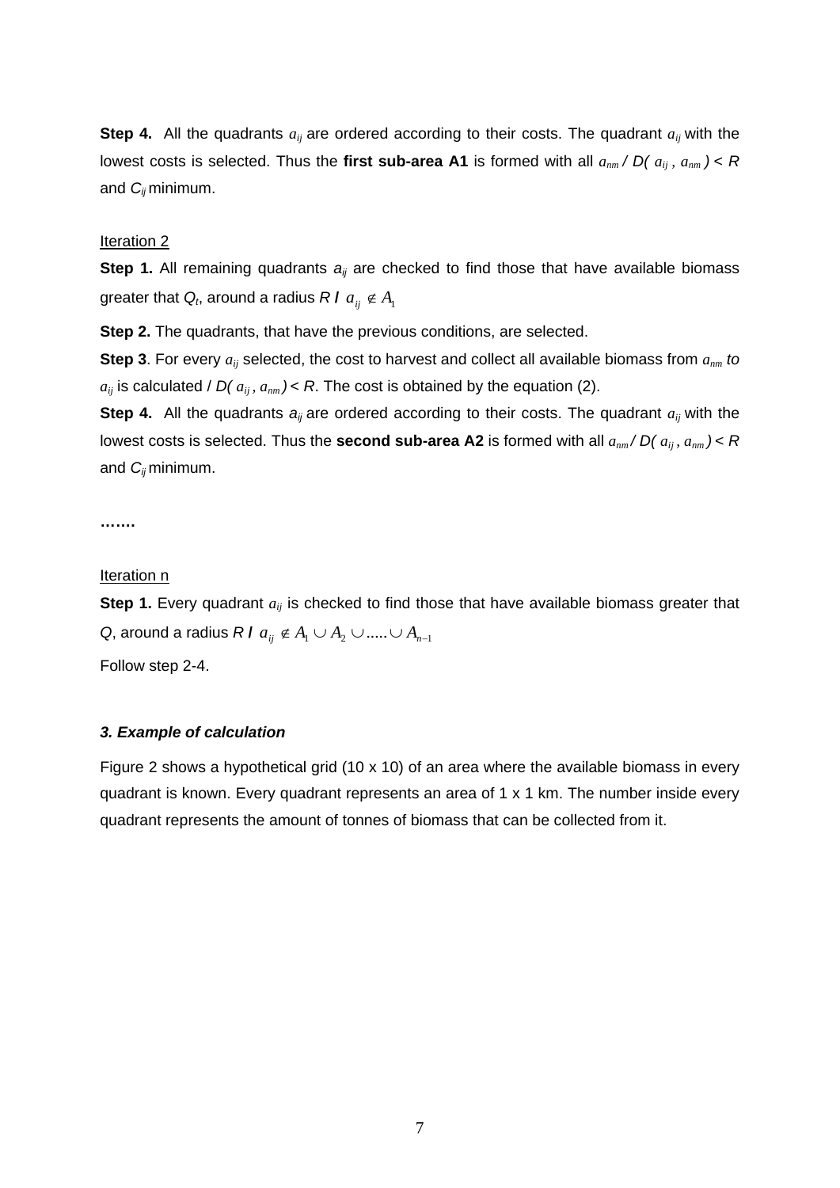**Step 4.** All the quadrants $a_{ij}$ are ordered according to their costs. The quadrant $a_{ij}$ with the lowest costs is selected. Thus the **first sub-area A1** is formed with all $a_{nm}$ / $D( a_{ij} , a_{nm} ) < R$ and $C_{ij}$ minimum.

Iteration 2

**Step 1.** All remaining quadrants $a_{ij}$ are checked to find those that have available biomass greater that $Q_t$, around a radius $R$ **/** $a_{ij} \notin A_1$

**Step 2.** The quadrants, that have the previous conditions, are selected.

**Step 3**. For every $a_{ij}$ selected, the cost to harvest and collect all available biomass from $a_{nm}$ *to* $a_{ij}$ is calculated / $D( a_{ij} , a_{nm}) < R$. The cost is obtained by the equation (2).

**Step 4.** All the quadrants $a_{ij}$ are ordered according to their costs. The quadrant $a_{ij}$ with the lowest costs is selected. Thus the **second sub-area A2** is formed with all $a_{nm}$ / $D( a_{ij} , a_{nm} ) < R$ and $C_{ij}$ minimum.

**…….**

Iteration n

**Step 1.** Every quadrant $a_{ij}$ is checked to find those that have available biomass greater that $Q$, around a radius $R$ **/** $a_{ij} \notin A_1 \cup A_2 \cup ..... \cup A_{n-1}$

Follow step 2-4.

### *3. Example of calculation*

Figure 2 shows a hypothetical grid (10 x 10) of an area where the available biomass in every quadrant is known. Every quadrant represents an area of 1 x 1 km. The number inside every quadrant represents the amount of tonnes of biomass that can be collected from it.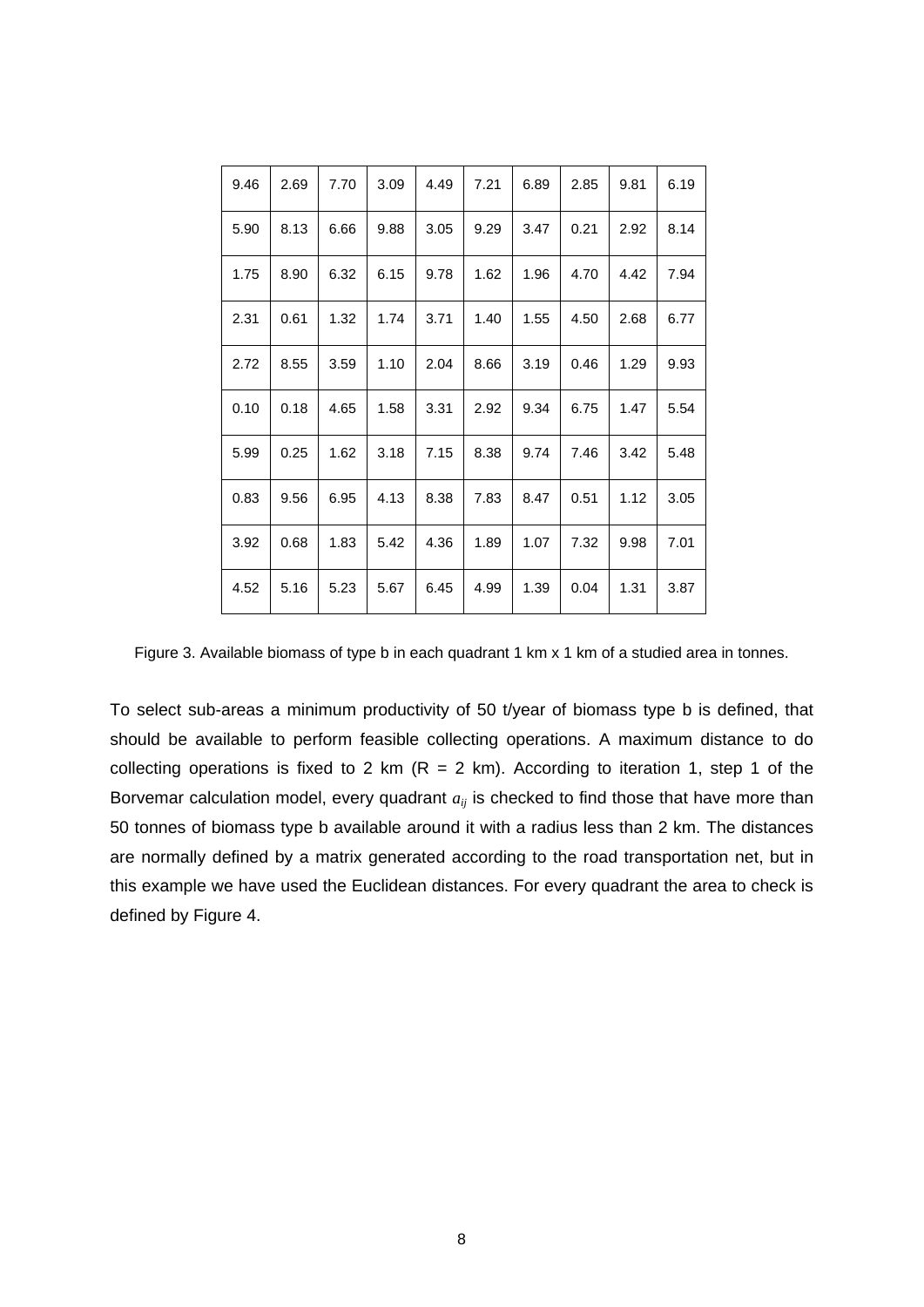| 9.46 | 2.69 | 7.70 | 3.09 | 4.49 | 7.21 | 6.89 | 2.85 | 9.81 | 6.19 |
|---|---|---|---|---|---|---|---|---|---|
| 5.90 | 8.13 | 6.66 | 9.88 | 3.05 | 9.29 | 3.47 | 0.21 | 2.92 | 8.14 |
| 1.75 | 8.90 | 6.32 | 6.15 | 9.78 | 1.62 | 1.96 | 4.70 | 4.42 | 7.94 |
| 2.31 | 0.61 | 1.32 | 1.74 | 3.71 | 1.40 | 1.55 | 4.50 | 2.68 | 6.77 |
| 2.72 | 8.55 | 3.59 | 1.10 | 2.04 | 8.66 | 3.19 | 0.46 | 1.29 | 9.93 |
| 0.10 | 0.18 | 4.65 | 1.58 | 3.31 | 2.92 | 9.34 | 6.75 | 1.47 | 5.54 |
| 5.99 | 0.25 | 1.62 | 3.18 | 7.15 | 8.38 | 9.74 | 7.46 | 3.42 | 5.48 |
| 0.83 | 9.56 | 6.95 | 4.13 | 8.38 | 7.83 | 8.47 | 0.51 | 1.12 | 3.05 |
| 3.92 | 0.68 | 1.83 | 5.42 | 4.36 | 1.89 | 1.07 | 7.32 | 9.98 | 7.01 |
| 4.52 | 5.16 | 5.23 | 5.67 | 6.45 | 4.99 | 1.39 | 0.04 | 1.31 | 3.87 |

Figure 3. Available biomass of type b in each quadrant 1 km x 1 km of a studied area in tonnes.

To select sub-areas a minimum productivity of 50 t/year of biomass type b is defined, that should be available to perform feasible collecting operations. A maximum distance to do collecting operations is fixed to 2 km (R = 2 km). According to iteration 1, step 1 of the Borvemar calculation model, every quadrant $a_{ij}$ is checked to find those that have more than 50 tonnes of biomass type b available around it with a radius less than 2 km. The distances are normally defined by a matrix generated according to the road transportation net, but in this example we have used the Euclidean distances. For every quadrant the area to check is defined by Figure 4.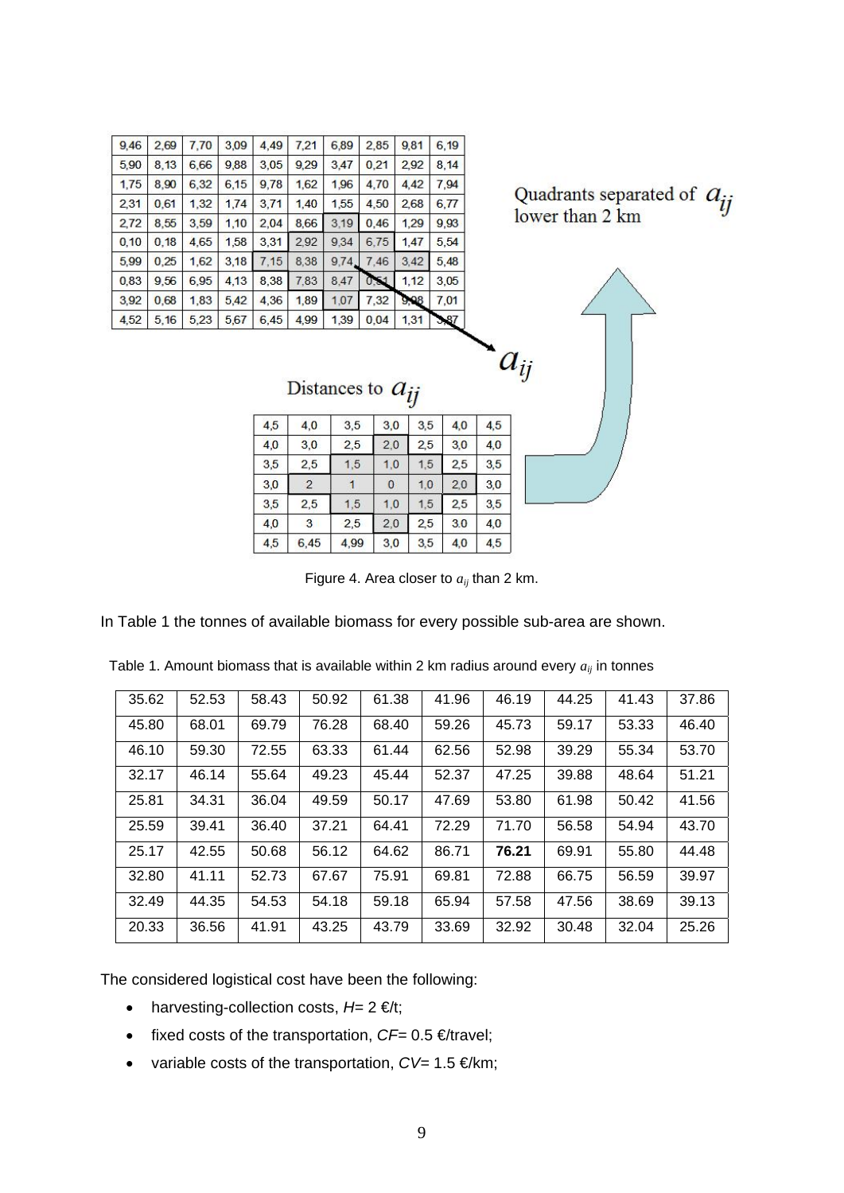| 9,46 | 2,69 | 7,70 | 3,09 | 4,49 | 7,21 | 6,89 | 2,85 | 9,81 | 6,19 |
|---|---|---|---|---|---|---|---|---|---|
| 5,90 | 8,13 | 6,66 | 9,88 | 3,05 | 9,29 | 3,47 | 0,21 | 2,92 | 8,14 |
| 1,75 | 8,90 | 6,32 | 6,15 | 9,78 | 1,62 | 1,96 | 4,70 | 4,42 | 7,94 |
| 2,31 | 0,61 | 1,32 | 1,74 | 3,71 | 1,40 | 1,55 | 4,50 | 2,68 | 6,77 |
| 2,72 | 8,55 | 3,59 | 1,10 | 2,04 | 8,66 | 3,19 | 0,46 | 1,29 | 9,93 |
| 0,10 | 0,18 | 4,65 | 1,58 | 3,31 | 2,92 | 9,34 | 6,75 | 1,47 | 5,54 |
| 5,99 | 0,25 | 1,62 | 3,18 | 7,15 | 8,38 | 9,74 | 7,46 | 3,42 | 5,48 |
| 0,83 | 9,56 | 6,95 | 4,13 | 8,38 | 7,83 | 8,47 | 0,51 | 1,12 | 3,05 |
| 3,92 | 0,68 | 1,83 | 5,42 | 4,36 | 1,89 | 1,07 | 7,32 | 9,98 | 7,01 |
| 4,52 | 5,16 | 5,23 | 5,67 | 6,45 | 4,99 | 1,39 | 0,04 | 1,31 | 3,87 |

Quadrants separated of $a_{ij}$ lower than 2 km

$a_{ij}$

Distances to $a_{ij}$

| 4,5 | 4,0 | 3,5 | 3,0 | 3,5 | 4,0 | 4,5 |
|---|---|---|---|---|---|---|
| 4,0 | 3,0 | 2,5 | 2,0 | 2,5 | 3,0 | 4,0 |
| 3,5 | 2,5 | 1,5 | 1,0 | 1,5 | 2,5 | 3,5 |
| 3,0 | 2 | 1 | 0 | 1,0 | 2,0 | 3,0 |
| 3,5 | 2,5 | 1,5 | 1,0 | 1,5 | 2,5 | 3,5 |
| 4,0 | 3 | 2,5 | 2,0 | 2,5 | 3,0 | 4,0 |
| 4,5 | 6,45 | 4,99 | 3,0 | 3,5 | 4,0 | 4,5 |

Figure 4. Area closer to $a_{ij}$ than 2 km.

In Table 1 the tonnes of available biomass for every possible sub-area are shown.

Table 1. Amount biomass that is available within 2 km radius around every $a_{ij}$ in tonnes

| 35.62 | 52.53 | 58.43 | 50.92 | 61.38 | 41.96 | 46.19 | 44.25 | 41.43 | 37.86 |
|---|---|---|---|---|---|---|---|---|---|
| 45.80 | 68.01 | 69.79 | 76.28 | 68.40 | 59.26 | 45.73 | 59.17 | 53.33 | 46.40 |
| 46.10 | 59.30 | 72.55 | 63.33 | 61.44 | 62.56 | 52.98 | 39.29 | 55.34 | 53.70 |
| 32.17 | 46.14 | 55.64 | 49.23 | 45.44 | 52.37 | 47.25 | 39.88 | 48.64 | 51.21 |
| 25.81 | 34.31 | 36.04 | 49.59 | 50.17 | 47.69 | 53.80 | 61.98 | 50.42 | 41.56 |
| 25.59 | 39.41 | 36.40 | 37.21 | 64.41 | 72.29 | 71.70 | 56.58 | 54.94 | 43.70 |
| 25.17 | 42.55 | 50.68 | 56.12 | 64.62 | 86.71 | **76.21** | 69.91 | 55.80 | 44.48 |
| 32.80 | 41.11 | 52.73 | 67.67 | 75.91 | 69.81 | 72.88 | 66.75 | 56.59 | 39.97 |
| 32.49 | 44.35 | 54.53 | 54.18 | 59.18 | 65.94 | 57.58 | 47.56 | 38.69 | 39.13 |
| 20.33 | 36.56 | 41.91 | 43.25 | 43.79 | 33.69 | 32.92 | 30.48 | 32.04 | 25.26 |

The considered logistical cost have been the following:

- harvesting-collection costs, $H$= 2 €/t;
- fixed costs of the transportation, $CF$= 0.5 €/travel;
- variable costs of the transportation, $CV$= 1.5 €/km;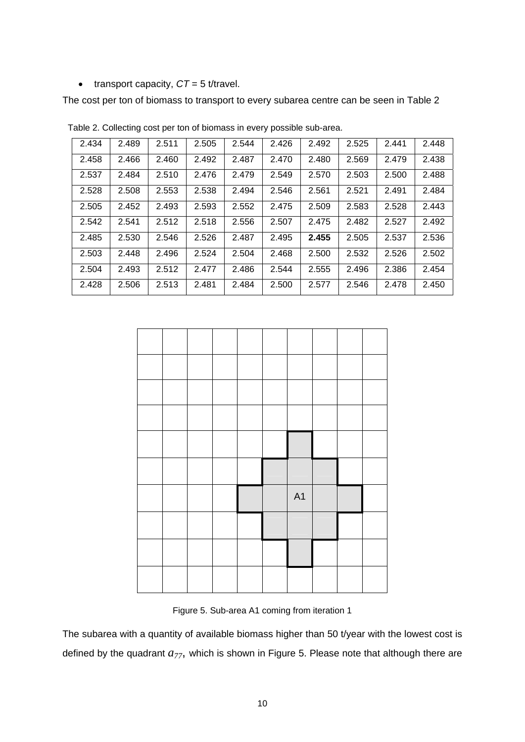- transport capacity, $CT$ = 5 t/travel.

The cost per ton of biomass to transport to every subarea centre can be seen in Table 2

Table 2. Collecting cost per ton of biomass in every possible sub-area.

| | | | | | | | | | |
|---|---|---|---|---|---|---|---|---|---|
| 2.434 | 2.489 | 2.511 | 2.505 | 2.544 | 2.426 | 2.492 | 2.525 | 2.441 | 2.448 |
| 2.458 | 2.466 | 2.460 | 2.492 | 2.487 | 2.470 | 2.480 | 2.569 | 2.479 | 2.438 |
| 2.537 | 2.484 | 2.510 | 2.476 | 2.479 | 2.549 | 2.570 | 2.503 | 2.500 | 2.488 |
| 2.528 | 2.508 | 2.553 | 2.538 | 2.494 | 2.546 | 2.561 | 2.521 | 2.491 | 2.484 |
| 2.505 | 2.452 | 2.493 | 2.593 | 2.552 | 2.475 | 2.509 | 2.583 | 2.528 | 2.443 |
| 2.542 | 2.541 | 2.512 | 2.518 | 2.556 | 2.507 | 2.475 | 2.482 | 2.527 | 2.492 |
| 2.485 | 2.530 | 2.546 | 2.526 | 2.487 | 2.495 | **2.455** | 2.505 | 2.537 | 2.536 |
| 2.503 | 2.448 | 2.496 | 2.524 | 2.504 | 2.468 | 2.500 | 2.532 | 2.526 | 2.502 |
| 2.504 | 2.493 | 2.512 | 2.477 | 2.486 | 2.544 | 2.555 | 2.496 | 2.386 | 2.454 |
| 2.428 | 2.506 | 2.513 | 2.481 | 2.484 | 2.500 | 2.577 | 2.546 | 2.478 | 2.450 |

| | | | | | | | | | |
|---|---|---|---|---|---|---|---|---|---|
| | | | | | | | | | |
| | | | | | | | | | |
| | | | | | | | | | |
| | | | | | | | | | |
| | | | | | | | | | |
| | | | | | | | | | |
| | | | | | | A1 | | | |
| | | | | | | | | | |
| | | | | | | | | | |
| | | | | | | | | | |

Figure 5. Sub-area A1 coming from iteration 1

The subarea with a quantity of available biomass higher than 50 t/year with the lowest cost is defined by the quadrant $a_{77}$, which is shown in Figure 5. Please note that although there are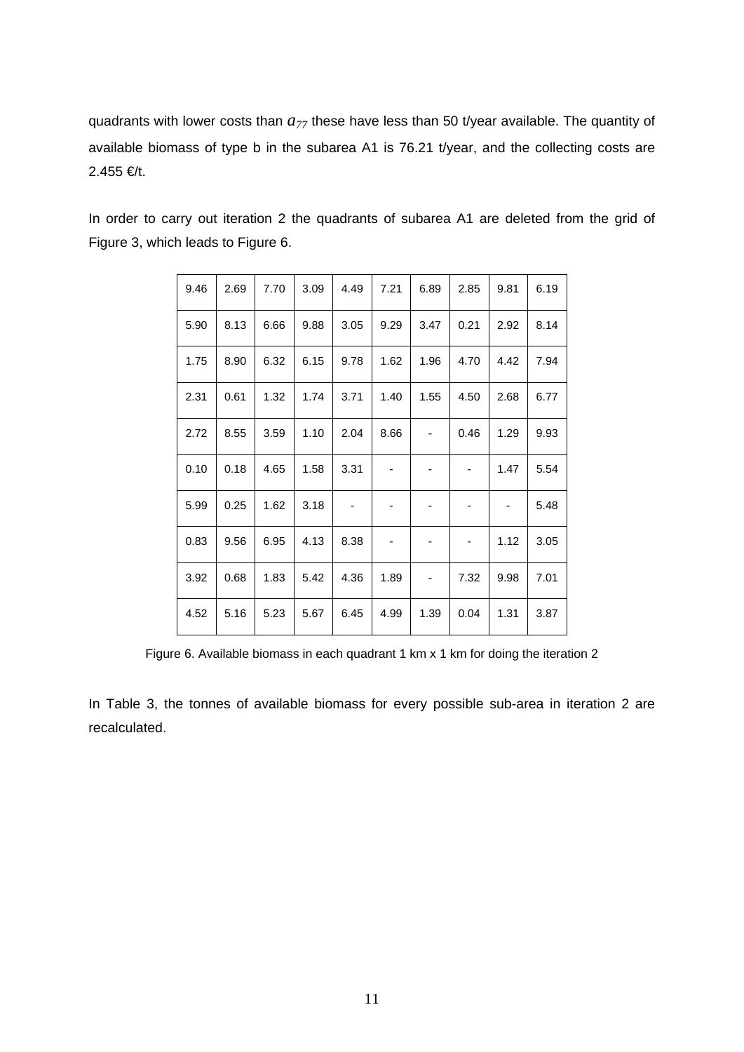quadrants with lower costs than $a_{77}$ these have less than 50 t/year available. The quantity of available biomass of type b in the subarea A1 is 76.21 t/year, and the collecting costs are 2.455 €/t.

In order to carry out iteration 2 the quadrants of subarea A1 are deleted from the grid of Figure 3, which leads to Figure 6.

| | | | | | | | | | |
|---|---|---|---|---|---|---|---|---|---|
| 9.46 | 2.69 | 7.70 | 3.09 | 4.49 | 7.21 | 6.89 | 2.85 | 9.81 | 6.19 |
| 5.90 | 8.13 | 6.66 | 9.88 | 3.05 | 9.29 | 3.47 | 0.21 | 2.92 | 8.14 |
| 1.75 | 8.90 | 6.32 | 6.15 | 9.78 | 1.62 | 1.96 | 4.70 | 4.42 | 7.94 |
| 2.31 | 0.61 | 1.32 | 1.74 | 3.71 | 1.40 | 1.55 | 4.50 | 2.68 | 6.77 |
| 2.72 | 8.55 | 3.59 | 1.10 | 2.04 | 8.66 | - | 0.46 | 1.29 | 9.93 |
| 0.10 | 0.18 | 4.65 | 1.58 | 3.31 | - | - | - | 1.47 | 5.54 |
| 5.99 | 0.25 | 1.62 | 3.18 | - | - | - | - | - | 5.48 |
| 0.83 | 9.56 | 6.95 | 4.13 | 8.38 | - | - | - | 1.12 | 3.05 |
| 3.92 | 0.68 | 1.83 | 5.42 | 4.36 | 1.89 | - | 7.32 | 9.98 | 7.01 |
| 4.52 | 5.16 | 5.23 | 5.67 | 6.45 | 4.99 | 1.39 | 0.04 | 1.31 | 3.87 |

Figure 6. Available biomass in each quadrant 1 km x 1 km for doing the iteration 2

In Table 3, the tonnes of available biomass for every possible sub-area in iteration 2 are recalculated.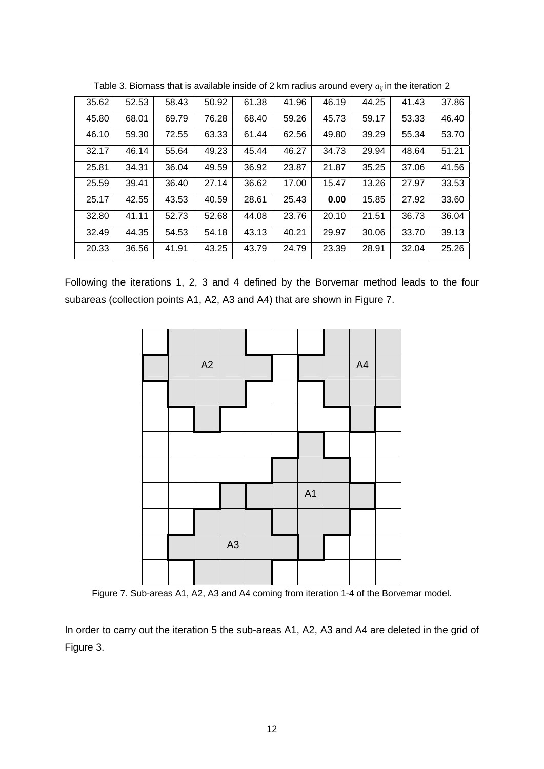Table 3. Biomass that is available inside of 2 km radius around every $a_{ij}$ in the iteration 2

| 35.62 | 52.53 | 58.43 | 50.92 | 61.38 | 41.96 | 46.19 | 44.25 | 41.43 | 37.86 |
|---|---|---|---|---|---|---|---|---|---|
| 45.80 | 68.01 | 69.79 | 76.28 | 68.40 | 59.26 | 45.73 | 59.17 | 53.33 | 46.40 |
| 46.10 | 59.30 | 72.55 | 63.33 | 61.44 | 62.56 | 49.80 | 39.29 | 55.34 | 53.70 |
| 32.17 | 46.14 | 55.64 | 49.23 | 45.44 | 46.27 | 34.73 | 29.94 | 48.64 | 51.21 |
| 25.81 | 34.31 | 36.04 | 49.59 | 36.92 | 23.87 | 21.87 | 35.25 | 37.06 | 41.56 |
| 25.59 | 39.41 | 36.40 | 27.14 | 36.62 | 17.00 | 15.47 | 13.26 | 27.97 | 33.53 |
| 25.17 | 42.55 | 43.53 | 40.59 | 28.61 | 25.43 | **0.00** | 15.85 | 27.92 | 33.60 |
| 32.80 | 41.11 | 52.73 | 52.68 | 44.08 | 23.76 | 20.10 | 21.51 | 36.73 | 36.04 |
| 32.49 | 44.35 | 54.53 | 54.18 | 43.13 | 40.21 | 29.97 | 30.06 | 33.70 | 39.13 |
| 20.33 | 36.56 | 41.91 | 43.25 | 43.79 | 24.79 | 23.39 | 28.91 | 32.04 | 25.26 |

Following the iterations 1, 2, 3 and 4 defined by the Borvemar method leads to the four subareas (collection points A1, A2, A3 and A4) that are shown in Figure 7.

Figure 7. Sub-areas A1, A2, A3 and A4 coming from iteration 1-4 of the Borvemar model.

In order to carry out the iteration 5 the sub-areas A1, A2, A3 and A4 are deleted in the grid of Figure 3.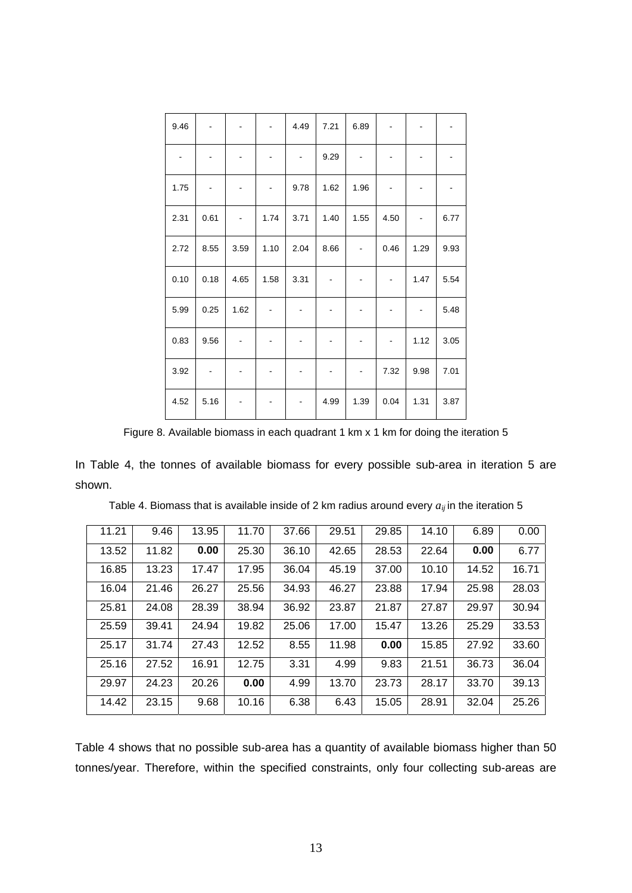| 9.46 | - | - | - | 4.49 | 7.21 | 6.89 | - | - | - |
|---|---|---|---|---|---|---|---|---|---|
| - | - | - | - | - | 9.29 | - | - | - | - |
| 1.75 | - | - | - | 9.78 | 1.62 | 1.96 | - | - | - |
| 2.31 | 0.61 | - | 1.74 | 3.71 | 1.40 | 1.55 | 4.50 | - | 6.77 |
| 2.72 | 8.55 | 3.59 | 1.10 | 2.04 | 8.66 | - | 0.46 | 1.29 | 9.93 |
| 0.10 | 0.18 | 4.65 | 1.58 | 3.31 | - | - | - | 1.47 | 5.54 |
| 5.99 | 0.25 | 1.62 | - | - | - | - | - | - | 5.48 |
| 0.83 | 9.56 | - | - | - | - | - | - | 1.12 | 3.05 |
| 3.92 | - | - | - | - | - | - | 7.32 | 9.98 | 7.01 |
| 4.52 | 5.16 | - | - | - | 4.99 | 1.39 | 0.04 | 1.31 | 3.87 |

Figure 8. Available biomass in each quadrant 1 km x 1 km for doing the iteration 5

In Table 4, the tonnes of available biomass for every possible sub-area in iteration 5 are shown.

Table 4. Biomass that is available inside of 2 km radius around every $a_{ij}$ in the iteration 5

| 11.21 | 9.46 | 13.95 | 11.70 | 37.66 | 29.51 | 29.85 | 14.10 | 6.89 | 0.00 |
|---|---|---|---|---|---|---|---|---|---|
| 13.52 | 11.82 | **0.00** | 25.30 | 36.10 | 42.65 | 28.53 | 22.64 | **0.00** | 6.77 |
| 16.85 | 13.23 | 17.47 | 17.95 | 36.04 | 45.19 | 37.00 | 10.10 | 14.52 | 16.71 |
| 16.04 | 21.46 | 26.27 | 25.56 | 34.93 | 46.27 | 23.88 | 17.94 | 25.98 | 28.03 |
| 25.81 | 24.08 | 28.39 | 38.94 | 36.92 | 23.87 | 21.87 | 27.87 | 29.97 | 30.94 |
| 25.59 | 39.41 | 24.94 | 19.82 | 25.06 | 17.00 | 15.47 | 13.26 | 25.29 | 33.53 |
| 25.17 | 31.74 | 27.43 | 12.52 | 8.55 | 11.98 | **0.00** | 15.85 | 27.92 | 33.60 |
| 25.16 | 27.52 | 16.91 | 12.75 | 3.31 | 4.99 | 9.83 | 21.51 | 36.73 | 36.04 |
| 29.97 | 24.23 | 20.26 | **0.00** | 4.99 | 13.70 | 23.73 | 28.17 | 33.70 | 39.13 |
| 14.42 | 23.15 | 9.68 | 10.16 | 6.38 | 6.43 | 15.05 | 28.91 | 32.04 | 25.26 |

Table 4 shows that no possible sub-area has a quantity of available biomass higher than 50 tonnes/year. Therefore, within the specified constraints, only four collecting sub-areas are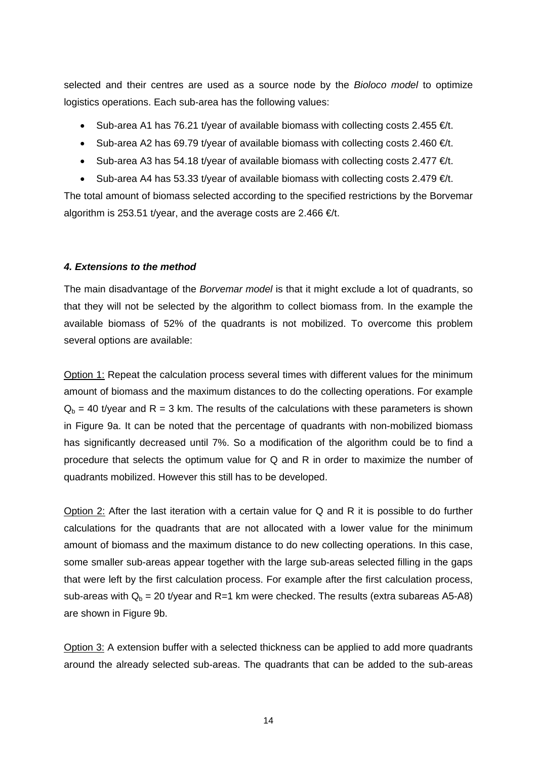selected and their centres are used as a source node by the *Bioloco model* to optimize logistics operations. Each sub-area has the following values:

- Sub-area A1 has 76.21 t/year of available biomass with collecting costs 2.455 €/t.
- Sub-area A2 has 69.79 t/year of available biomass with collecting costs 2.460 €/t.
- Sub-area A3 has 54.18 t/year of available biomass with collecting costs 2.477 €/t.
- Sub-area A4 has 53.33 t/year of available biomass with collecting costs 2.479 €/t.

The total amount of biomass selected according to the specified restrictions by the Borvemar algorithm is 253.51 t/year, and the average costs are 2.466 €/t.

#### *4. Extensions to the method*

The main disadvantage of the *Borvemar model* is that it might exclude a lot of quadrants, so that they will not be selected by the algorithm to collect biomass from. In the example the available biomass of 52% of the quadrants is not mobilized. To overcome this problem several options are available:

Option 1: Repeat the calculation process several times with different values for the minimum amount of biomass and the maximum distances to do the collecting operations. For example $Q_b$ = 40 t/year and R = 3 km. The results of the calculations with these parameters is shown in Figure 9a. It can be noted that the percentage of quadrants with non-mobilized biomass has significantly decreased until 7%. So a modification of the algorithm could be to find a procedure that selects the optimum value for Q and R in order to maximize the number of quadrants mobilized. However this still has to be developed.

Option 2: After the last iteration with a certain value for Q and R it is possible to do further calculations for the quadrants that are not allocated with a lower value for the minimum amount of biomass and the maximum distance to do new collecting operations. In this case, some smaller sub-areas appear together with the large sub-areas selected filling in the gaps that were left by the first calculation process. For example after the first calculation process, sub-areas with $Q_b$ = 20 t/year and R=1 km were checked. The results (extra subareas A5-A8) are shown in Figure 9b.

Option 3: A extension buffer with a selected thickness can be applied to add more quadrants around the already selected sub-areas. The quadrants that can be added to the sub-areas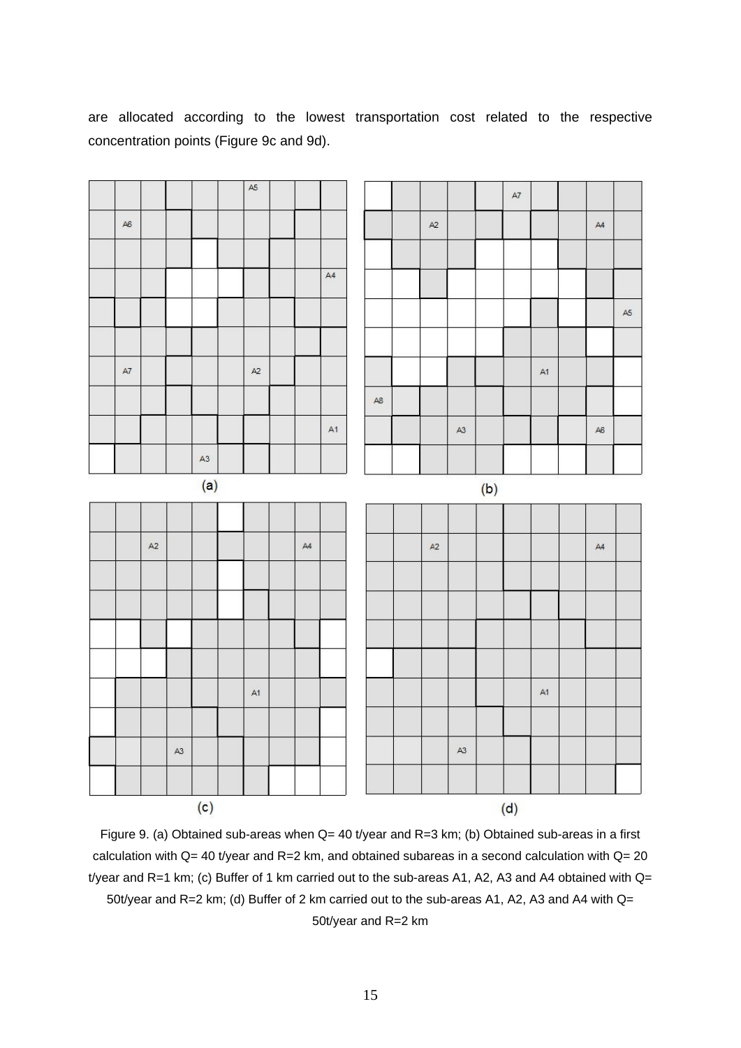are allocated according to the lowest transportation cost related to the respective concentration points (Figure 9c and 9d).

Figure 9. (a) Obtained sub-areas when Q= 40 t/year and R=3 km; (b) Obtained sub-areas in a first calculation with Q= 40 t/year and R=2 km, and obtained subareas in a second calculation with Q= 20 t/year and R=1 km; (c) Buffer of 1 km carried out to the sub-areas A1, A2, A3 and A4 obtained with Q= 50t/year and R=2 km; (d) Buffer of 2 km carried out to the sub-areas A1, A2, A3 and A4 with Q= 50t/year and R=2 km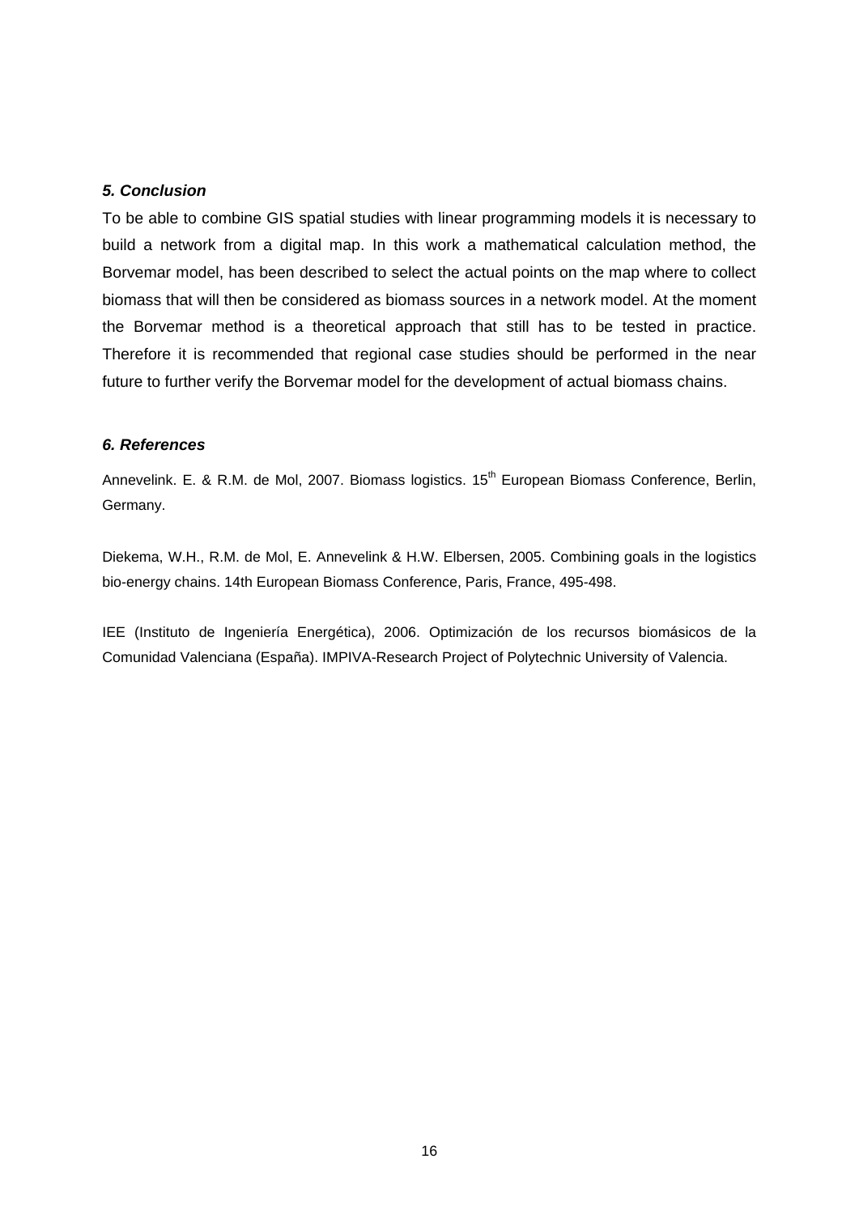### *5. Conclusion*

To be able to combine GIS spatial studies with linear programming models it is necessary to build a network from a digital map. In this work a mathematical calculation method, the Borvemar model, has been described to select the actual points on the map where to collect biomass that will then be considered as biomass sources in a network model. At the moment the Borvemar method is a theoretical approach that still has to be tested in practice. Therefore it is recommended that regional case studies should be performed in the near future to further verify the Borvemar model for the development of actual biomass chains.

### *6. References*

Annevelink. E. & R.M. de Mol, 2007. Biomass logistics. 15th European Biomass Conference, Berlin, Germany.

Diekema, W.H., R.M. de Mol, E. Annevelink & H.W. Elbersen, 2005. Combining goals in the logistics bio-energy chains. 14th European Biomass Conference, Paris, France, 495-498.

IEE (Instituto de Ingeniería Energética), 2006. Optimización de los recursos biomásicos de la Comunidad Valenciana (España). IMPIVA-Research Project of Polytechnic University of Valencia.